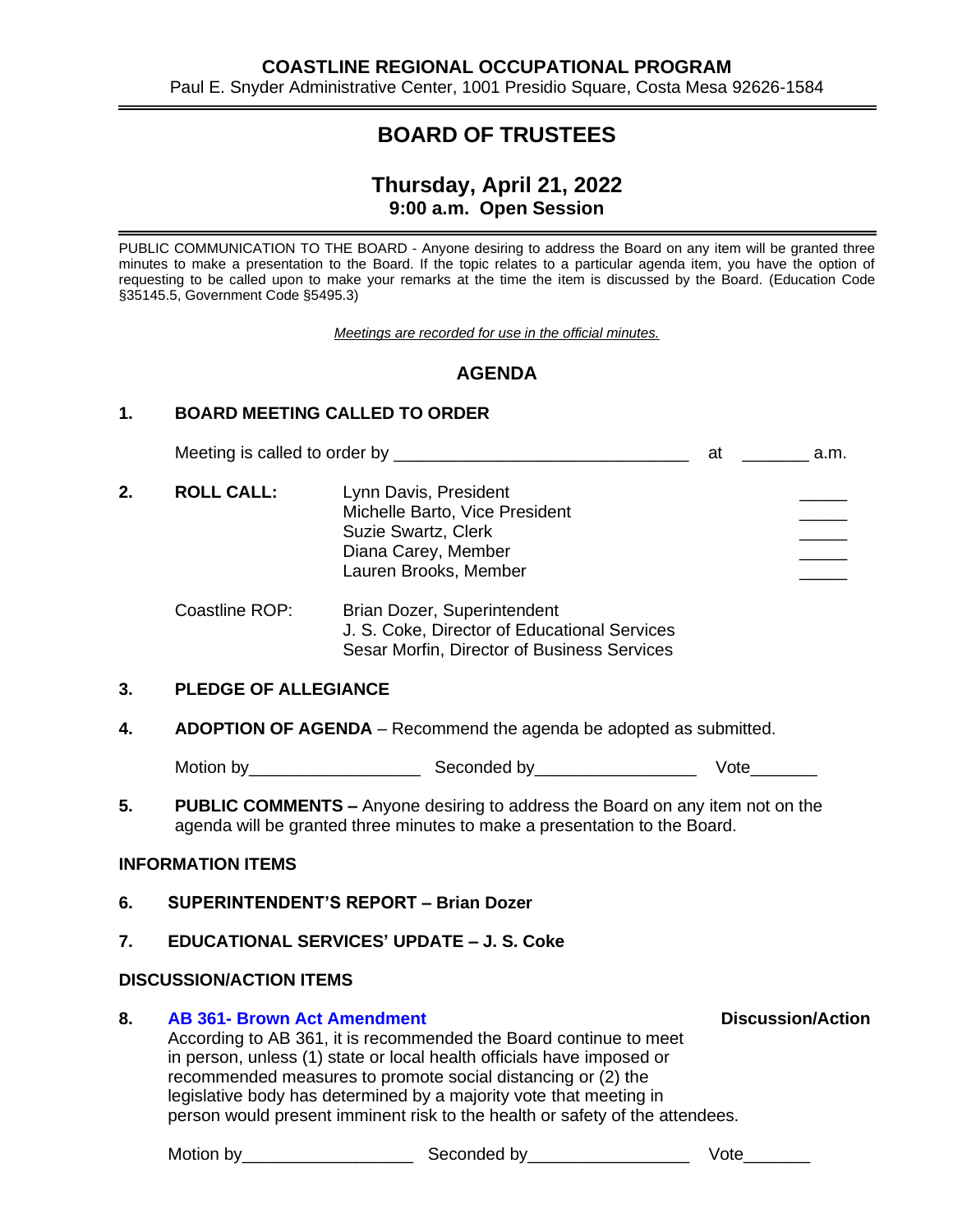**COASTLINE REGIONAL OCCUPATIONAL PROGRAM**

Paul E. Snyder Administrative Center, 1001 Presidio Square, Costa Mesa 92626-1584

# BOARD OF TRUSTEES

## Thursday, April 21, 2022

**9:00 a.m. Open Session**

PUBLIC COMMUNICATION TO THE BOARD - Anyone desiring to address the Board on any item will be granted three minutes to make a presentation to the Board. If the topic relates to a particular agenda item, you have the option of requesting to be called upon to make your remarks at the time the item is discussed by the Board. (Education Code §35145.5, Government Code §5495.3)

*Meetings are recorded for use in the official minutes.*

## AGENDA

**1. BOARD MEETING CALLED TO ORDER**

Meeting is called to order by ______________________________ at _______ a.m.

**2. ROLL CALL:**

| | | |
|---|---|---|
| | Lynn Davis, President | _____ |
| | Michelle Barto, Vice President | _____ |
| | Suzie Swartz, Clerk | _____ |
| | Diana Carey, Member | _____ |
| | Lauren Brooks, Member | _____ |
| Coastline ROP: | Brian Dozer, Superintendent | |
| | J. S. Coke, Director of Educational Services | |
| | Sesar Morfin, Director of Business Services | |

**3. PLEDGE OF ALLEGIANCE**

**4. ADOPTION OF AGENDA** – Recommend the agenda be adopted as submitted.

Motion by__________________ Seconded by_________________ Vote_______

**5. PUBLIC COMMENTS –** Anyone desiring to address the Board on any item not on the agenda will be granted three minutes to make a presentation to the Board.

### INFORMATION ITEMS

**6. SUPERINTENDENT'S REPORT – Brian Dozer**

**7. EDUCATIONAL SERVICES' UPDATE – J. S. Coke**

### DISCUSSION/ACTION ITEMS

**8. AB 361- Brown Act Amendment** — **Discussion/Action**

According to AB 361, it is recommended the Board continue to meet in person, unless (1) state or local health officials have imposed or recommended measures to promote social distancing or (2) the legislative body has determined by a majority vote that meeting in person would present imminent risk to the health or safety of the attendees.

Motion by__________________ Seconded by_________________ Vote_______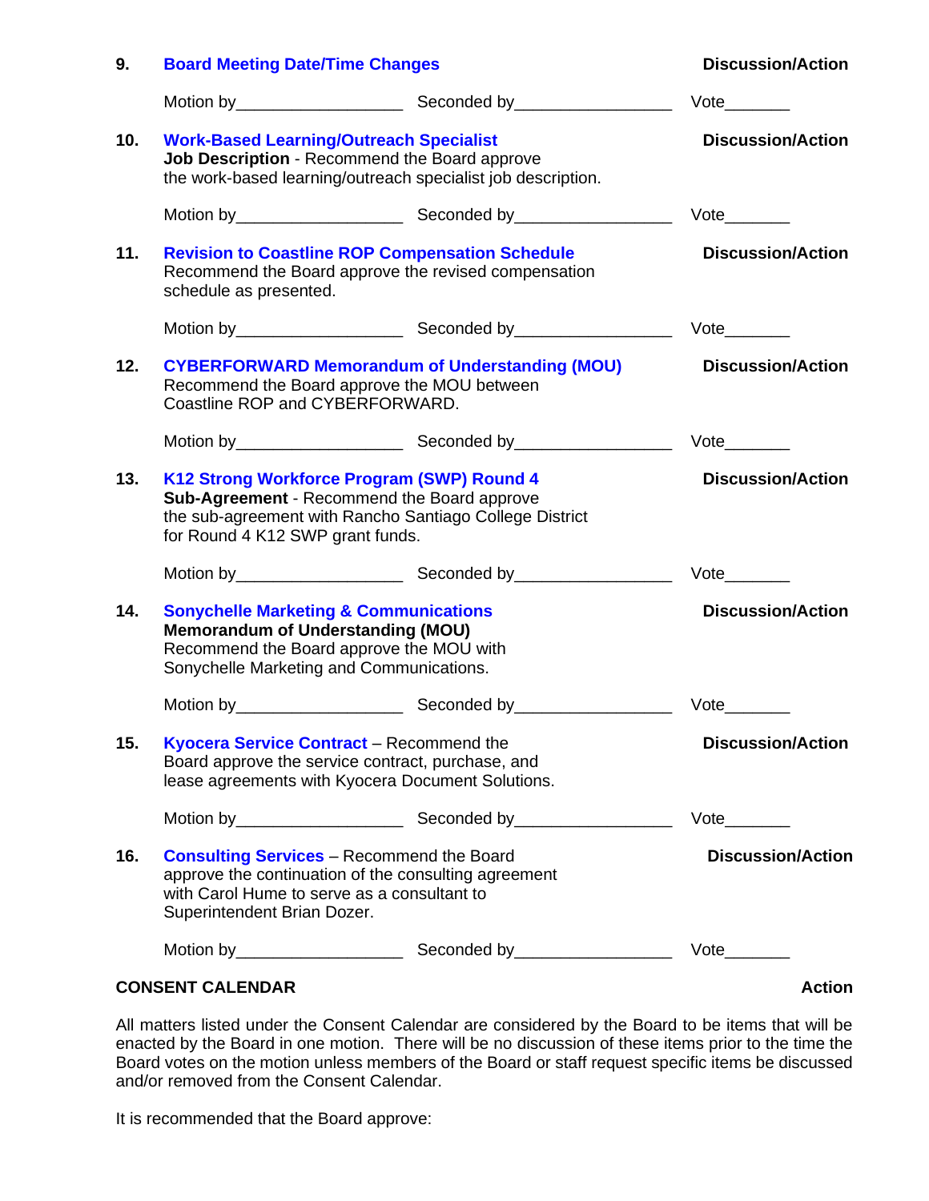**9.** **Board Meeting Date/Time Changes** **Discussion/Action**

Motion by\_\_\_\_\_\_\_\_\_\_\_\_\_\_\_\_\_\_ Seconded by\_\_\_\_\_\_\_\_\_\_\_\_\_\_\_\_\_ Vote\_\_\_\_\_\_\_

**10.** **Work-Based Learning/Outreach Specialist** **Discussion/Action**
**Job Description** - Recommend the Board approve the work-based learning/outreach specialist job description.

Motion by\_\_\_\_\_\_\_\_\_\_\_\_\_\_\_\_\_\_ Seconded by\_\_\_\_\_\_\_\_\_\_\_\_\_\_\_\_\_ Vote\_\_\_\_\_\_\_

**11.** **Revision to Coastline ROP Compensation Schedule** **Discussion/Action**
Recommend the Board approve the revised compensation schedule as presented.

Motion by\_\_\_\_\_\_\_\_\_\_\_\_\_\_\_\_\_\_ Seconded by\_\_\_\_\_\_\_\_\_\_\_\_\_\_\_\_\_ Vote\_\_\_\_\_\_\_

**12.** **CYBERFORWARD Memorandum of Understanding (MOU)** **Discussion/Action**
Recommend the Board approve the MOU between Coastline ROP and CYBERFORWARD.

Motion by\_\_\_\_\_\_\_\_\_\_\_\_\_\_\_\_\_\_ Seconded by\_\_\_\_\_\_\_\_\_\_\_\_\_\_\_\_\_ Vote\_\_\_\_\_\_\_

**13.** **K12 Strong Workforce Program (SWP) Round 4** **Discussion/Action**
**Sub-Agreement** - Recommend the Board approve the sub-agreement with Rancho Santiago College District for Round 4 K12 SWP grant funds.

Motion by\_\_\_\_\_\_\_\_\_\_\_\_\_\_\_\_\_\_ Seconded by\_\_\_\_\_\_\_\_\_\_\_\_\_\_\_\_\_ Vote\_\_\_\_\_\_\_

**14.** **Sonychelle Marketing & Communications** **Discussion/Action**
**Memorandum of Understanding (MOU)**
Recommend the Board approve the MOU with Sonychelle Marketing and Communications.

Motion by\_\_\_\_\_\_\_\_\_\_\_\_\_\_\_\_\_\_ Seconded by\_\_\_\_\_\_\_\_\_\_\_\_\_\_\_\_\_ Vote\_\_\_\_\_\_\_

**15.** **Kyocera Service Contract** – Recommend the Board approve the service contract, purchase, and lease agreements with Kyocera Document Solutions. **Discussion/Action**

Motion by\_\_\_\_\_\_\_\_\_\_\_\_\_\_\_\_\_\_ Seconded by\_\_\_\_\_\_\_\_\_\_\_\_\_\_\_\_\_ Vote\_\_\_\_\_\_\_

**16.** **Consulting Services** – Recommend the Board approve the continuation of the consulting agreement with Carol Hume to serve as a consultant to Superintendent Brian Dozer. **Discussion/Action**

Motion by\_\_\_\_\_\_\_\_\_\_\_\_\_\_\_\_\_\_ Seconded by\_\_\_\_\_\_\_\_\_\_\_\_\_\_\_\_\_ Vote\_\_\_\_\_\_\_

## CONSENT CALENDAR **Action**

All matters listed under the Consent Calendar are considered by the Board to be items that will be enacted by the Board in one motion. There will be no discussion of these items prior to the time the Board votes on the motion unless members of the Board or staff request specific items be discussed and/or removed from the Consent Calendar.

It is recommended that the Board approve: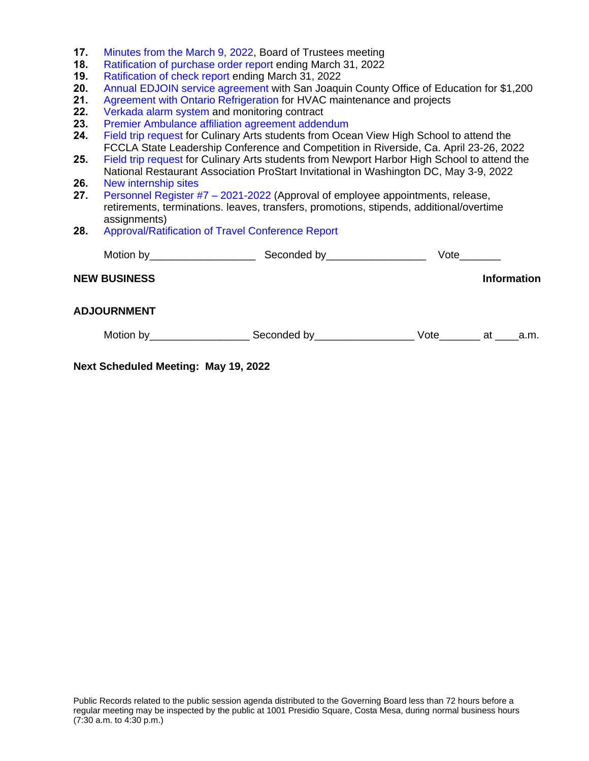17. Minutes from the March 9, 2022, Board of Trustees meeting
18. Ratification of purchase order report ending March 31, 2022
19. Ratification of check report ending March 31, 2022
20. Annual EDJOIN service agreement with San Joaquin County Office of Education for $1,200
21. Agreement with Ontario Refrigeration for HVAC maintenance and projects
22. Verkada alarm system and monitoring contract
23. Premier Ambulance affiliation agreement addendum
24. Field trip request for Culinary Arts students from Ocean View High School to attend the FCCLA State Leadership Conference and Competition in Riverside, Ca. April 23-26, 2022
25. Field trip request for Culinary Arts students from Newport Harbor High School to attend the National Restaurant Association ProStart Invitational in Washington DC, May 3-9, 2022
26. New internship sites
27. Personnel Register #7 – 2021-2022 (Approval of employee appointments, release, retirements, terminations. leaves, transfers, promotions, stipends, additional/overtime assignments)
28. Approval/Ratification of Travel Conference Report

Motion by_________________ Seconded by________________ Vote_______

**NEW BUSINESS** **Information**

**ADJOURNMENT**

Motion by________________ Seconded by________________ Vote_______ at ____a.m.

**Next Scheduled Meeting: May 19, 2022**

Public Records related to the public session agenda distributed to the Governing Board less than 72 hours before a regular meeting may be inspected by the public at 1001 Presidio Square, Costa Mesa, during normal business hours (7:30 a.m. to 4:30 p.m.)